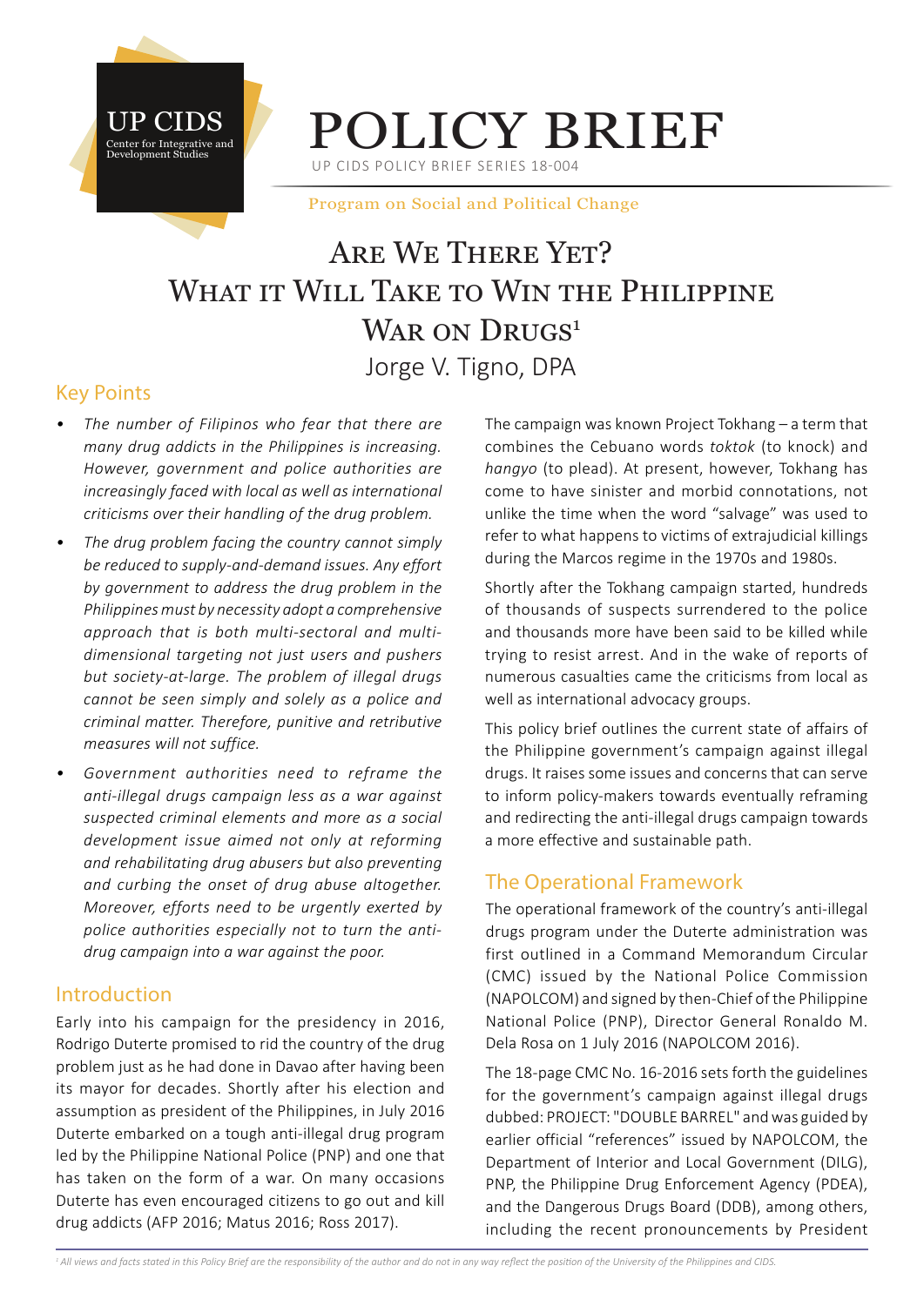UP CIDS
Center for Integrative and Development Studies

# POLICY BRIEF

UP CIDS POLICY BRIEF SERIES 18-004

Program on Social and Political Change

# Are We There Yet? What it Will Take to Win the Philippine War on Drugs[1]

Jorge V. Tigno, DPA

## Key Points

- *The number of Filipinos who fear that there are many drug addicts in the Philippines is increasing. However, government and police authorities are increasingly faced with local as well as international criticisms over their handling of the drug problem.*
- *The drug problem facing the country cannot simply be reduced to supply-and-demand issues. Any effort by government to address the drug problem in the Philippines must by necessity adopt a comprehensive approach that is both multi-sectoral and multi-dimensional targeting not just users and pushers but society-at-large. The problem of illegal drugs cannot be seen simply and solely as a police and criminal matter. Therefore, punitive and retributive measures will not suffice.*
- *Government authorities need to reframe the anti-illegal drugs campaign less as a war against suspected criminal elements and more as a social development issue aimed not only at reforming and rehabilitating drug abusers but also preventing and curbing the onset of drug abuse altogether. Moreover, efforts need to be urgently exerted by police authorities especially not to turn the anti-drug campaign into a war against the poor.*

## Introduction

Early into his campaign for the presidency in 2016, Rodrigo Duterte promised to rid the country of the drug problem just as he had done in Davao after having been its mayor for decades. Shortly after his election and assumption as president of the Philippines, in July 2016 Duterte embarked on a tough anti-illegal drug program led by the Philippine National Police (PNP) and one that has taken on the form of a war. On many occasions Duterte has even encouraged citizens to go out and kill drug addicts (AFP 2016; Matus 2016; Ross 2017).

The campaign was known Project Tokhang – a term that combines the Cebuano words *toktok* (to knock) and *hangyo* (to plead). At present, however, Tokhang has come to have sinister and morbid connotations, not unlike the time when the word "salvage" was used to refer to what happens to victims of extrajudicial killings during the Marcos regime in the 1970s and 1980s.

Shortly after the Tokhang campaign started, hundreds of thousands of suspects surrendered to the police and thousands more have been said to be killed while trying to resist arrest. And in the wake of reports of numerous casualties came the criticisms from local as well as international advocacy groups.

This policy brief outlines the current state of affairs of the Philippine government's campaign against illegal drugs. It raises some issues and concerns that can serve to inform policy-makers towards eventually reframing and redirecting the anti-illegal drugs campaign towards a more effective and sustainable path.

## The Operational Framework

The operational framework of the country's anti-illegal drugs program under the Duterte administration was first outlined in a Command Memorandum Circular (CMC) issued by the National Police Commission (NAPOLCOM) and signed by then-Chief of the Philippine National Police (PNP), Director General Ronaldo M. Dela Rosa on 1 July 2016 (NAPOLCOM 2016).

The 18-page CMC No. 16-2016 sets forth the guidelines for the government's campaign against illegal drugs dubbed: PROJECT: "DOUBLE BARREL" and was guided by earlier official "references" issued by NAPOLCOM, the Department of Interior and Local Government (DILG), PNP, the Philippine Drug Enforcement Agency (PDEA), and the Dangerous Drugs Board (DDB), among others, including the recent pronouncements by President

[1] *All views and facts stated in this Policy Brief are the responsibility of the author and do not in any way reflect the position of the University of the Philippines and CIDS.*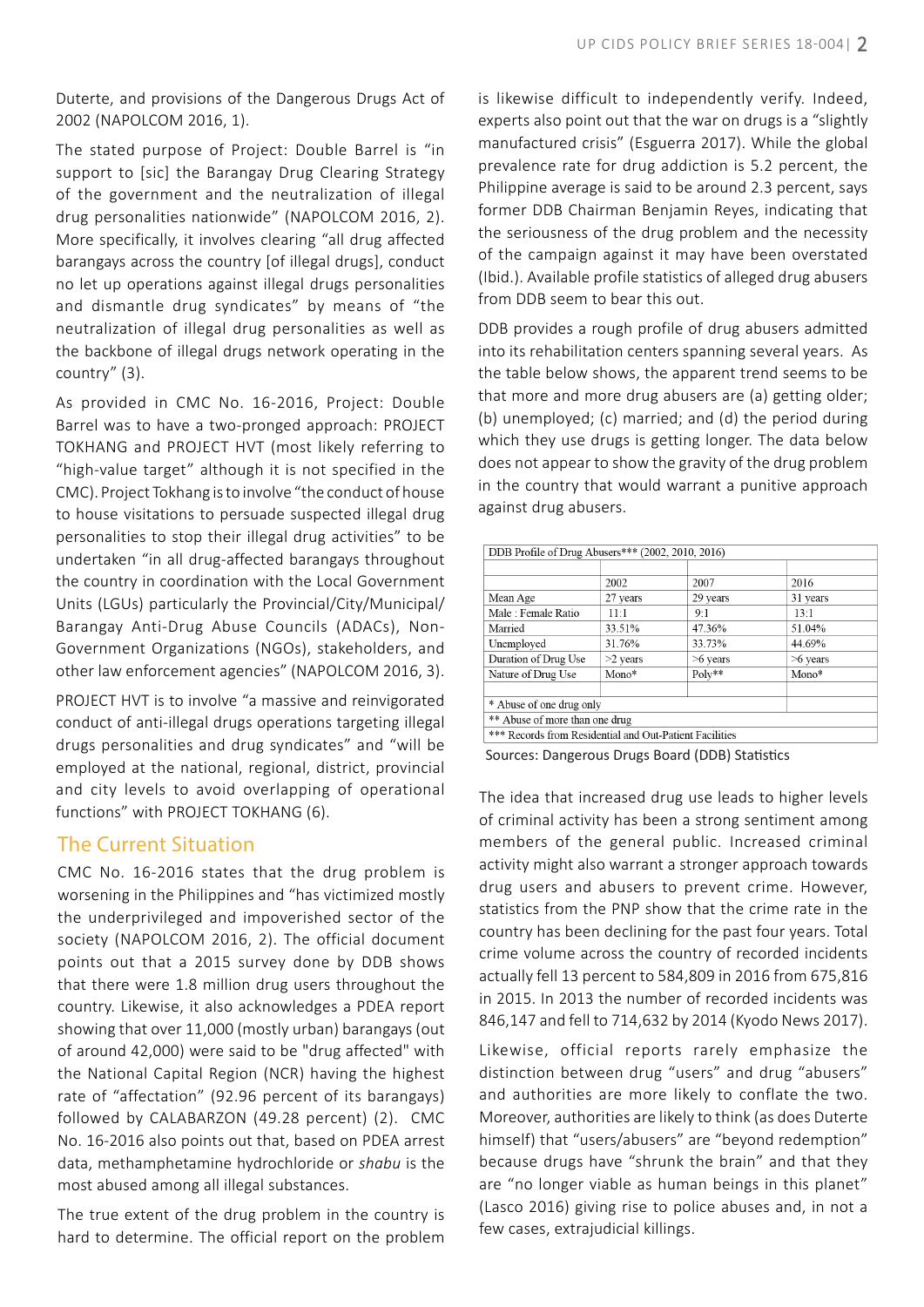Duterte, and provisions of the Dangerous Drugs Act of 2002 (NAPOLCOM 2016, 1).

The stated purpose of Project: Double Barrel is "in support to [sic] the Barangay Drug Clearing Strategy of the government and the neutralization of illegal drug personalities nationwide" (NAPOLCOM 2016, 2). More specifically, it involves clearing "all drug affected barangays across the country [of illegal drugs], conduct no let up operations against illegal drugs personalities and dismantle drug syndicates" by means of "the neutralization of illegal drug personalities as well as the backbone of illegal drugs network operating in the country" (3).

As provided in CMC No. 16-2016, Project: Double Barrel was to have a two-pronged approach: PROJECT TOKHANG and PROJECT HVT (most likely referring to "high-value target" although it is not specified in the CMC). Project Tokhang is to involve "the conduct of house to house visitations to persuade suspected illegal drug personalities to stop their illegal drug activities" to be undertaken "in all drug-affected barangays throughout the country in coordination with the Local Government Units (LGUs) particularly the Provincial/City/Municipal/ Barangay Anti-Drug Abuse Councils (ADACs), Non-Government Organizations (NGOs), stakeholders, and other law enforcement agencies" (NAPOLCOM 2016, 3).

PROJECT HVT is to involve "a massive and reinvigorated conduct of anti-illegal drugs operations targeting illegal drugs personalities and drug syndicates" and "will be employed at the national, regional, district, provincial and city levels to avoid overlapping of operational functions" with PROJECT TOKHANG (6).

## The Current Situation

CMC No. 16-2016 states that the drug problem is worsening in the Philippines and "has victimized mostly the underprivileged and impoverished sector of the society (NAPOLCOM 2016, 2). The official document points out that a 2015 survey done by DDB shows that there were 1.8 million drug users throughout the country. Likewise, it also acknowledges a PDEA report showing that over 11,000 (mostly urban) barangays (out of around 42,000) were said to be "drug affected" with the National Capital Region (NCR) having the highest rate of "affectation" (92.96 percent of its barangays) followed by CALABARZON (49.28 percent) (2). CMC No. 16-2016 also points out that, based on PDEA arrest data, methamphetamine hydrochloride or *shabu* is the most abused among all illegal substances.

The true extent of the drug problem in the country is hard to determine. The official report on the problem is likewise difficult to independently verify. Indeed, experts also point out that the war on drugs is a "slightly manufactured crisis" (Esguerra 2017). While the global prevalence rate for drug addiction is 5.2 percent, the Philippine average is said to be around 2.3 percent, says former DDB Chairman Benjamin Reyes, indicating that the seriousness of the drug problem and the necessity of the campaign against it may have been overstated (Ibid.). Available profile statistics of alleged drug abusers from DDB seem to bear this out.

DDB provides a rough profile of drug abusers admitted into its rehabilitation centers spanning several years. As the table below shows, the apparent trend seems to be that more and more drug abusers are (a) getting older; (b) unemployed; (c) married; and (d) the period during which they use drugs is getting longer. The data below does not appear to show the gravity of the drug problem in the country that would warrant a punitive approach against drug abusers.

DDB Profile of Drug Abusers*** (2002, 2010, 2016)

| | 2002 | 2007 | 2016 |
|---|---|---|---|
| Mean Age | 27 years | 29 years | 31 years |
| Male : Female Ratio | 11:1 | 9:1 | 13:1 |
| Married | 33.51% | 47.36% | 51.04% |
| Unemployed | 31.76% | 33.73% | 44.69% |
| Duration of Drug Use | >2 years | >6 years | >6 years |
| Nature of Drug Use | Mono* | Poly** | Mono* |

\* Abuse of one drug only
** Abuse of more than one drug
*** Records from Residential and Out-Patient Facilities

Sources: Dangerous Drugs Board (DDB) Statistics

The idea that increased drug use leads to higher levels of criminal activity has been a strong sentiment among members of the general public. Increased criminal activity might also warrant a stronger approach towards drug users and abusers to prevent crime. However, statistics from the PNP show that the crime rate in the country has been declining for the past four years. Total crime volume across the country of recorded incidents actually fell 13 percent to 584,809 in 2016 from 675,816 in 2015. In 2013 the number of recorded incidents was 846,147 and fell to 714,632 by 2014 (Kyodo News 2017).

Likewise, official reports rarely emphasize the distinction between drug "users" and drug "abusers" and authorities are more likely to conflate the two. Moreover, authorities are likely to think (as does Duterte himself) that "users/abusers" are "beyond redemption" because drugs have "shrunk the brain" and that they are "no longer viable as human beings in this planet" (Lasco 2016) giving rise to police abuses and, in not a few cases, extrajudicial killings.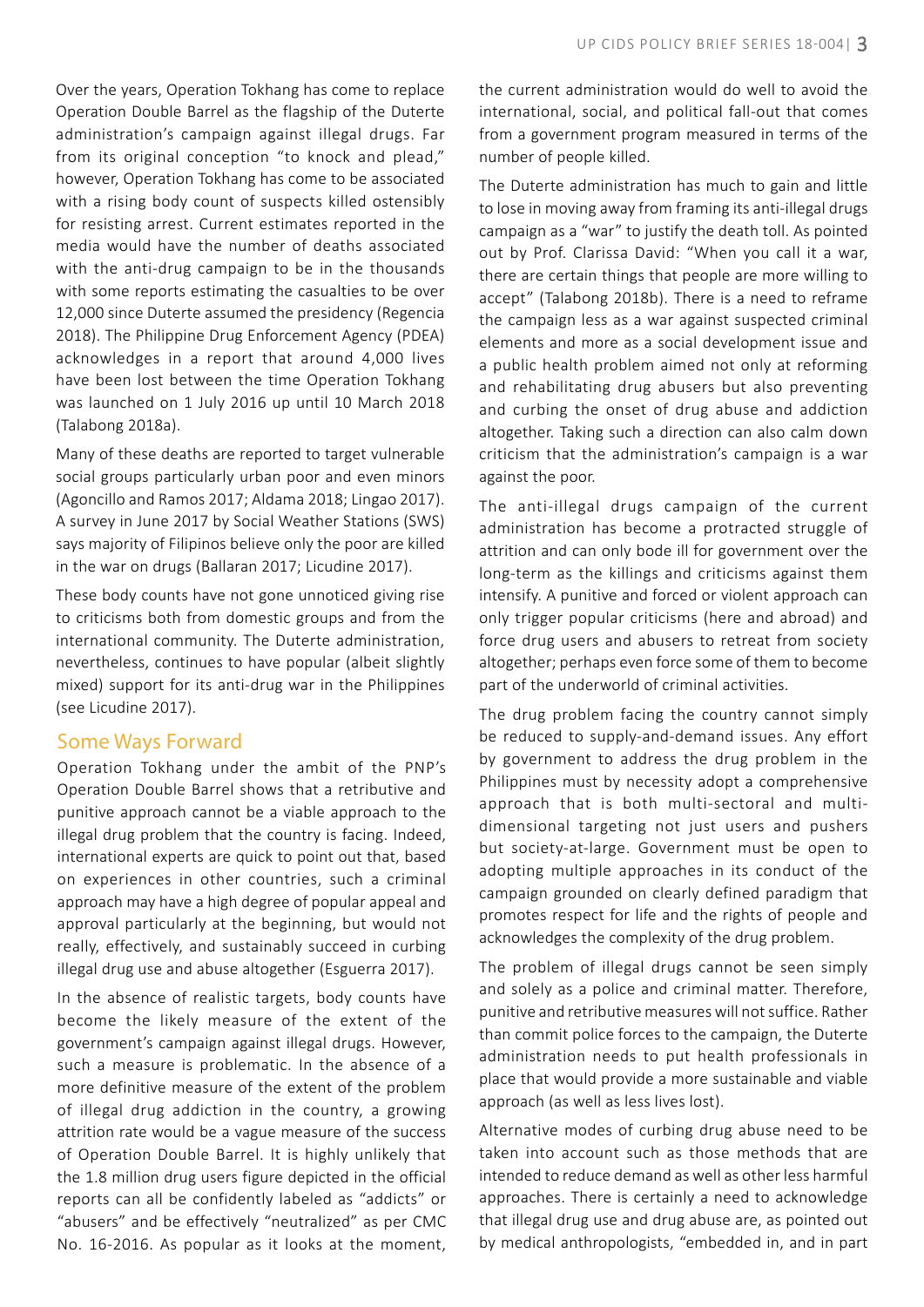Over the years, Operation Tokhang has come to replace Operation Double Barrel as the flagship of the Duterte administration's campaign against illegal drugs. Far from its original conception "to knock and plead," however, Operation Tokhang has come to be associated with a rising body count of suspects killed ostensibly for resisting arrest. Current estimates reported in the media would have the number of deaths associated with the anti-drug campaign to be in the thousands with some reports estimating the casualties to be over 12,000 since Duterte assumed the presidency (Regencia 2018). The Philippine Drug Enforcement Agency (PDEA) acknowledges in a report that around 4,000 lives have been lost between the time Operation Tokhang was launched on 1 July 2016 up until 10 March 2018 (Talabong 2018a).

Many of these deaths are reported to target vulnerable social groups particularly urban poor and even minors (Agoncillo and Ramos 2017; Aldama 2018; Lingao 2017). A survey in June 2017 by Social Weather Stations (SWS) says majority of Filipinos believe only the poor are killed in the war on drugs (Ballaran 2017; Licudine 2017).

These body counts have not gone unnoticed giving rise to criticisms both from domestic groups and from the international community. The Duterte administration, nevertheless, continues to have popular (albeit slightly mixed) support for its anti-drug war in the Philippines (see Licudine 2017).

## Some Ways Forward

Operation Tokhang under the ambit of the PNP's Operation Double Barrel shows that a retributive and punitive approach cannot be a viable approach to the illegal drug problem that the country is facing. Indeed, international experts are quick to point out that, based on experiences in other countries, such a criminal approach may have a high degree of popular appeal and approval particularly at the beginning, but would not really, effectively, and sustainably succeed in curbing illegal drug use and abuse altogether (Esguerra 2017).

In the absence of realistic targets, body counts have become the likely measure of the extent of the government's campaign against illegal drugs. However, such a measure is problematic. In the absence of a more definitive measure of the extent of the problem of illegal drug addiction in the country, a growing attrition rate would be a vague measure of the success of Operation Double Barrel. It is highly unlikely that the 1.8 million drug users figure depicted in the official reports can all be confidently labeled as "addicts" or "abusers" and be effectively "neutralized" as per CMC No. 16-2016. As popular as it looks at the moment, the current administration would do well to avoid the international, social, and political fall-out that comes from a government program measured in terms of the number of people killed.

The Duterte administration has much to gain and little to lose in moving away from framing its anti-illegal drugs campaign as a "war" to justify the death toll. As pointed out by Prof. Clarissa David: "When you call it a war, there are certain things that people are more willing to accept" (Talabong 2018b). There is a need to reframe the campaign less as a war against suspected criminal elements and more as a social development issue and a public health problem aimed not only at reforming and rehabilitating drug abusers but also preventing and curbing the onset of drug abuse and addiction altogether. Taking such a direction can also calm down criticism that the administration's campaign is a war against the poor.

The anti-illegal drugs campaign of the current administration has become a protracted struggle of attrition and can only bode ill for government over the long-term as the killings and criticisms against them intensify. A punitive and forced or violent approach can only trigger popular criticisms (here and abroad) and force drug users and abusers to retreat from society altogether; perhaps even force some of them to become part of the underworld of criminal activities.

The drug problem facing the country cannot simply be reduced to supply-and-demand issues. Any effort by government to address the drug problem in the Philippines must by necessity adopt a comprehensive approach that is both multi-sectoral and multi-dimensional targeting not just users and pushers but society-at-large. Government must be open to adopting multiple approaches in its conduct of the campaign grounded on clearly defined paradigm that promotes respect for life and the rights of people and acknowledges the complexity of the drug problem.

The problem of illegal drugs cannot be seen simply and solely as a police and criminal matter. Therefore, punitive and retributive measures will not suffice. Rather than commit police forces to the campaign, the Duterte administration needs to put health professionals in place that would provide a more sustainable and viable approach (as well as less lives lost).

Alternative modes of curbing drug abuse need to be taken into account such as those methods that are intended to reduce demand as well as other less harmful approaches. There is certainly a need to acknowledge that illegal drug use and drug abuse are, as pointed out by medical anthropologists, "embedded in, and in part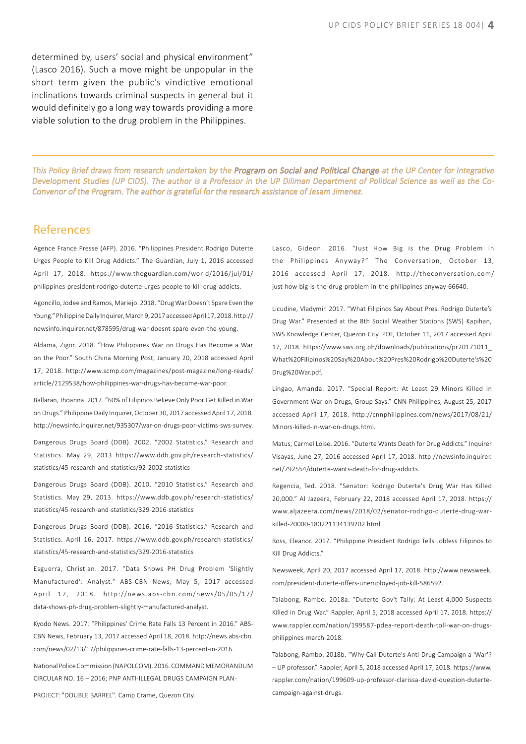determined by, users' social and physical environment" (Lasco 2016). Such a move might be unpopular in the short term given the public's vindictive emotional inclinations towards criminal suspects in general but it would definitely go a long way towards providing a more viable solution to the drug problem in the Philippines.

---

*This Policy Brief draws from research undertaken by the Program on Social and Political Change at the UP Center for Integrative Development Studies (UP CIDS). The author is a Professor in the UP Diliman Department of Political Science as well as the Co-Convenor of the Program. The author is grateful for the research assistance of Jesam Jimenez.*

## References

Agence France Presse (AFP). 2016. "Philippines President Rodrigo Duterte Urges People to Kill Drug Addicts." The Guardian, July 1, 2016 accessed April 17, 2018. https://www.theguardian.com/world/2016/jul/01/philippines-president-rodrigo-duterte-urges-people-to-kill-drug-addicts.

Agoncillo, Jodee and Ramos, Mariejo. 2018. "Drug War Doesn't Spare Even the Young." Philippine Daily Inquirer, March 9, 2017 accessed April 17, 2018. http://newsinfo.inquirer.net/878595/drug-war-doesnt-spare-even-the-young.

Aldama, Zigor. 2018. "How Philippines War on Drugs Has Become a War on the Poor." South China Morning Post, January 20, 2018 accessed April 17, 2018. http://www.scmp.com/magazines/post-magazine/long-reads/article/2129538/how-philippines-war-drugs-has-become-war-poor.

Ballaran, Jhoanna. 2017. "60% of Filipinos Believe Only Poor Get Killed in War on Drugs." Philippine Daily Inquirer, October 30, 2017 accessed April 17, 2018. http://newsinfo.inquirer.net/935307/war-on-drugs-poor-victims-sws-survey.

Dangerous Drugs Board (DDB). 2002. "2002 Statistics." Research and Statistics. May 29, 2013 https://www.ddb.gov.ph/research-statistics/statistics/45-research-and-statistics/92-2002-statistics

Dangerous Drugs Board (DDB). 2010. "2010 Statistics." Research and Statistics. May 29, 2013. https://www.ddb.gov.ph/research-statistics/statistics/45-research-and-statistics/329-2016-statistics

Dangerous Drugs Board (DDB). 2016. "2016 Statistics." Research and Statistics. April 16, 2017. https://www.ddb.gov.ph/research-statistics/statistics/45-research-and-statistics/329-2016-statistics

Esguerra, Christian. 2017. "Data Shows PH Drug Problem 'Slightly Manufactured': Analyst." ABS-CBN News, May 5, 2017 accessed April 17, 2018. http://news.abs-cbn.com/news/05/05/17/data-shows-ph-drug-problem-slightly-manufactured-analyst.

Kyodo News. 2017. "Philippines' Crime Rate Falls 13 Percent in 2016." ABS-CBN News, February 13, 2017 accessed April 18, 2018. http://news.abs-cbn.com/news/02/13/17/philippines-crime-rate-falls-13-percent-in-2016.

National Police Commission (NAPOLCOM). 2016. COMMAND MEMORANDUM CIRCULAR NO. 16 – 2016; PNP ANTI-ILLEGAL DRUGS CAMPAIGN PLAN-PROJECT: "DOUBLE BARREL". Camp Crame, Quezon City.

Lasco, Gideon. 2016. "Just How Big is the Drug Problem in the Philippines Anyway?" The Conversation, October 13, 2016 accessed April 17, 2018. http://theconversation.com/just-how-big-is-the-drug-problem-in-the-philippines-anyway-66640.

Licudine, Vladymir. 2017. "What Filipinos Say About Pres. Rodrigo Duterte's Drug War." Presented at the 8th Social Weather Stations (SWS) Kapihan, SWS Knowledge Center, Quezon City. PDF, October 11, 2017 accessed April 17, 2018. https://www.sws.org.ph/downloads/publications/pr20171011_What%20Filipinos%20Say%20About%20Pres%20Rodrigo%20Duterte's%20Drug%20War.pdf.

Lingao, Amanda. 2017. "Special Report: At Least 29 Minors Killed in Government War on Drugs, Group Says." CNN Philippines, August 25, 2017 accessed April 17, 2018. http://cnnphilippines.com/news/2017/08/21/Minors-killed-in-war-on-drugs.html.

Matus, Carmel Loise. 2016. "Duterte Wants Death for Drug Addicts." Inquirer Visayas, June 27, 2016 accessed April 17, 2018. http://newsinfo.inquirer.net/792554/duterte-wants-death-for-drug-addicts.

Regencia, Ted. 2018. "Senator: Rodrigo Duterte's Drug War Has Killed 20,000." Al Jazeera, February 22, 2018 accessed April 17, 2018. https://www.aljazeera.com/news/2018/02/senator-rodrigo-duterte-drug-war-killed-20000-180221134139202.html.

Ross, Eleanor. 2017. "Philippine President Rodrigo Tells Jobless Filipinos to Kill Drug Addicts."

Newsweek, April 20, 2017 accessed April 17, 2018. http://www.newsweek.com/president-duterte-offers-unemployed-job-kill-586592.

Talabong, Rambo. 2018a. "Duterte Gov't Tally: At Least 4,000 Suspects Killed in Drug War." Rappler, April 5, 2018 accessed April 17, 2018. https://www.rappler.com/nation/199587-pdea-report-death-toll-war-on-drugs-philippines-march-2018.

Talabong, Rambo. 2018b. "Why Call Duterte's Anti-Drug Campaign a 'War'? – UP professor." Rappler, April 5, 2018 accessed April 17, 2018. https://www.rappler.com/nation/199609-up-professor-clarissa-david-question-duterte-campaign-against-drugs.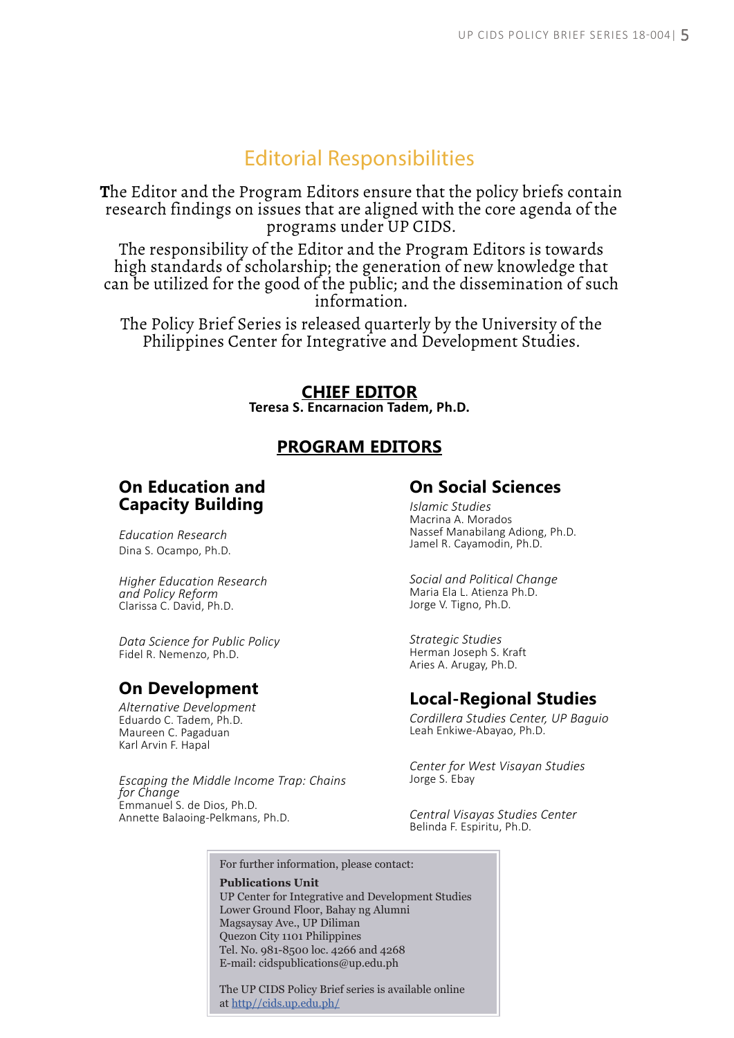## Editorial Responsibilities

The Editor and the Program Editors ensure that the policy briefs contain research findings on issues that are aligned with the core agenda of the programs under UP CIDS.

The responsibility of the Editor and the Program Editors is towards high standards of scholarship; the generation of new knowledge that can be utilized for the good of the public; and the dissemination of such information.

The Policy Brief Series is released quarterly by the University of the Philippines Center for Integrative and Development Studies.

### CHIEF EDITOR

**Teresa S. Encarnacion Tadem, Ph.D.**

### PROGRAM EDITORS

#### On Education and Capacity Building

*Education Research*
Dina S. Ocampo, Ph.D.

*Higher Education Research and Policy Reform*
Clarissa C. David, Ph.D.

*Data Science for Public Policy*
Fidel R. Nemenzo, Ph.D.

#### On Development

*Alternative Development*
Eduardo C. Tadem, Ph.D.
Maureen C. Pagaduan
Karl Arvin F. Hapal

*Escaping the Middle Income Trap: Chains for Change*
Emmanuel S. de Dios, Ph.D.
Annette Balaoing-Pelkmans, Ph.D.

#### On Social Sciences

*Islamic Studies*
Macrina A. Morados
Nassef Manabilang Adiong, Ph.D.
Jamel R. Cayamodin, Ph.D.

*Social and Political Change*
Maria Ela L. Atienza Ph.D.
Jorge V. Tigno, Ph.D.

*Strategic Studies*
Herman Joseph S. Kraft
Aries A. Arugay, Ph.D.

#### Local-Regional Studies

*Cordillera Studies Center, UP Baguio*
Leah Enkiwe-Abayao, Ph.D.

*Center for West Visayan Studies*
Jorge S. Ebay

*Central Visayas Studies Center*
Belinda F. Espiritu, Ph.D.

For further information, please contact:

**Publications Unit**
UP Center for Integrative and Development Studies
Lower Ground Floor, Bahay ng Alumni
Magsaysay Ave., UP Diliman
Quezon City 1101 Philippines
Tel. No. 981-8500 loc. 4266 and 4268
E-mail: cidspublications@up.edu.ph

The UP CIDS Policy Brief series is available online at http//cids.up.edu.ph/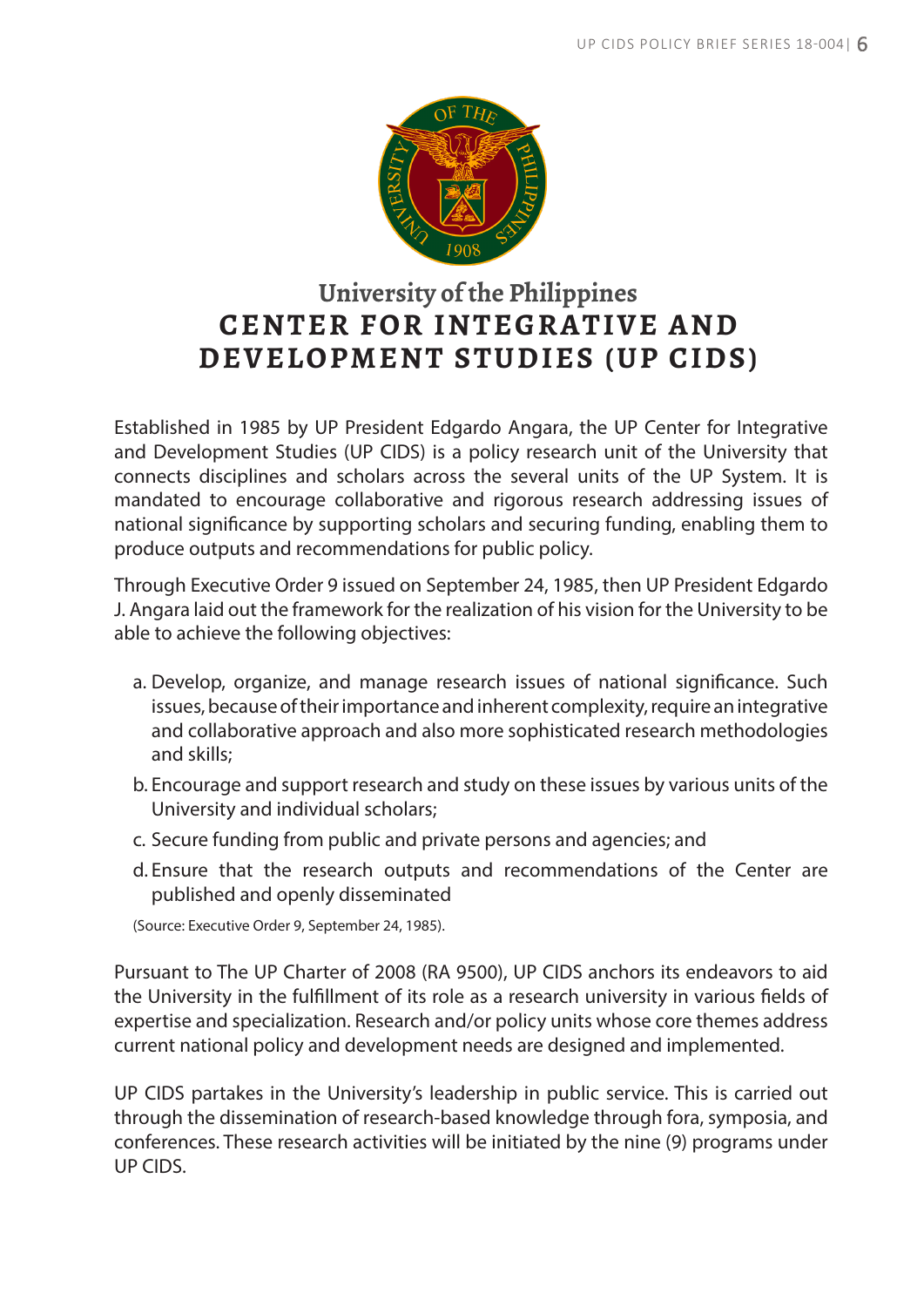# University of the Philippines
# CENTER FOR INTEGRATIVE AND DEVELOPMENT STUDIES (UP CIDS)

Established in 1985 by UP President Edgardo Angara, the UP Center for Integrative and Development Studies (UP CIDS) is a policy research unit of the University that connects disciplines and scholars across the several units of the UP System. It is mandated to encourage collaborative and rigorous research addressing issues of national significance by supporting scholars and securing funding, enabling them to produce outputs and recommendations for public policy.

Through Executive Order 9 issued on September 24, 1985, then UP President Edgardo J. Angara laid out the framework for the realization of his vision for the University to be able to achieve the following objectives:

a. Develop, organize, and manage research issues of national significance. Such issues, because of their importance and inherent complexity, require an integrative and collaborative approach and also more sophisticated research methodologies and skills;

b. Encourage and support research and study on these issues by various units of the University and individual scholars;

c. Secure funding from public and private persons and agencies; and

d. Ensure that the research outputs and recommendations of the Center are published and openly disseminated

(Source: Executive Order 9, September 24, 1985).

Pursuant to The UP Charter of 2008 (RA 9500), UP CIDS anchors its endeavors to aid the University in the fulfillment of its role as a research university in various fields of expertise and specialization. Research and/or policy units whose core themes address current national policy and development needs are designed and implemented.

UP CIDS partakes in the University's leadership in public service. This is carried out through the dissemination of research-based knowledge through fora, symposia, and conferences. These research activities will be initiated by the nine (9) programs under UP CIDS.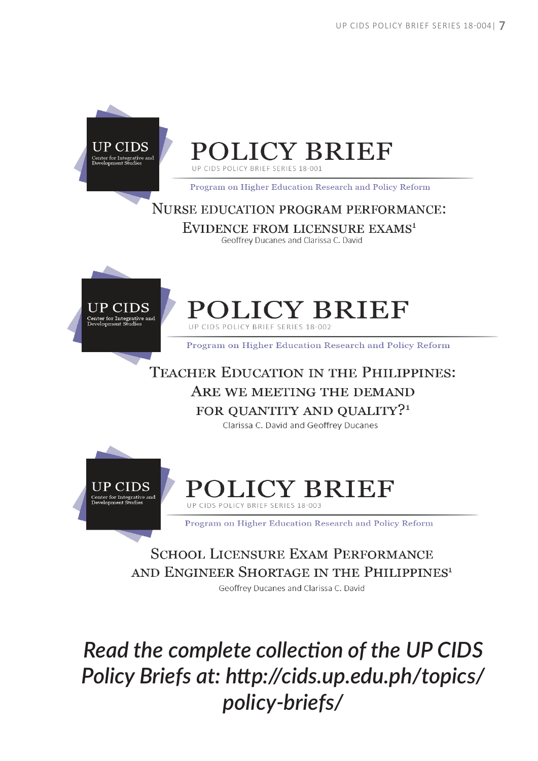UP CIDS
Center for Integrative and Development Studies

# POLICY BRIEF

UP CIDS POLICY BRIEF SERIES 18-001

Program on Higher Education Research and Policy Reform

## NURSE EDUCATION PROGRAM PERFORMANCE: EVIDENCE FROM LICENSURE EXAMS[1]

Geoffrey Ducanes and Clarissa C. David

UP CIDS
Center for Integrative and Development Studies

# POLICY BRIEF

UP CIDS POLICY BRIEF SERIES 18-002

Program on Higher Education Research and Policy Reform

## TEACHER EDUCATION IN THE PHILIPPINES: ARE WE MEETING THE DEMAND FOR QUANTITY AND QUALITY?[1]

Clarissa C. David and Geoffrey Ducanes

UP CIDS
Center for Integrative and Development Studies

# POLICY BRIEF

UP CIDS POLICY BRIEF SERIES 18-003

Program on Higher Education Research and Policy Reform

## SCHOOL LICENSURE EXAM PERFORMANCE AND ENGINEER SHORTAGE IN THE PHILIPPINES[1]

Geoffrey Ducanes and Clarissa C. David

***Read the complete collection of the UP CIDS Policy Briefs at: http://cids.up.edu.ph/topics/policy-briefs/***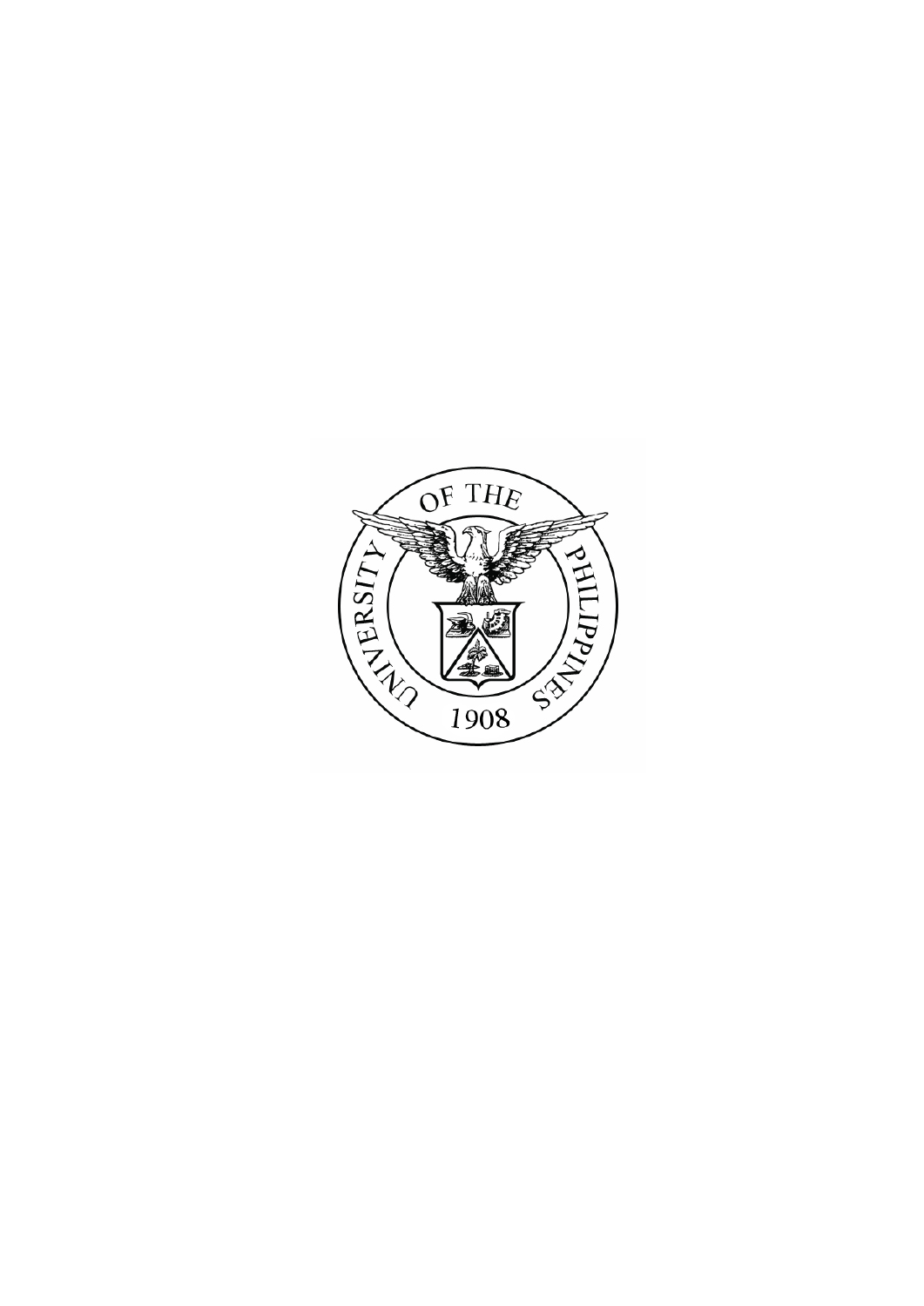UNIVERSITY OF THE PHILIPPINES

1908